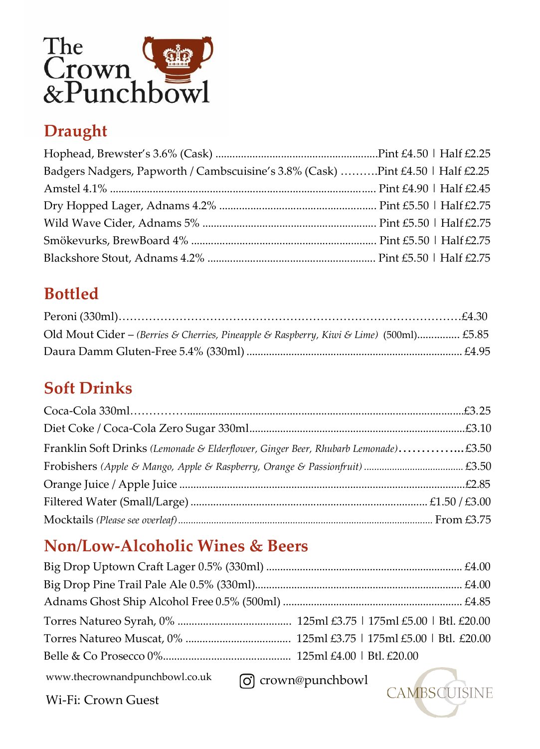# The Crown & Punchbowl

## Draught

Hophead, Brewster's 3.6% (Cask) ........................................................Pint £4.50 | Half £2.25

Badgers Nadgers, Papworth / Cambscuisine's 3.8% (Cask) ..........Pint £4.50 | Half £2.25

Amstel 4.1% .......................................................................................... Pint £4.90 | Half £2.45

Dry Hopped Lager, Adnams 4.2% ...................................................... Pint £5.50 | Half £2.75

Wild Wave Cider, Adnams 5% ............................................................ Pint £5.50 | Half £2.75

Smökevurks, BrewBoard 4% ............................................................... Pint £5.50 | Half £2.75

Blackshore Stout, Adnams 4.2% ......................................................... Pint £5.50 | Half £2.75

## Bottled

Peroni (330ml)……………………………………………………………………………£4.30

Old Mout Cider – *(Berries & Cherries, Pineapple & Raspberry, Kiwi & Lime)* (500ml)............... £5.85

Daura Damm Gluten-Free 5.4% (330ml) ........................................................................... £4.95

## Soft Drinks

Coca-Cola 330ml……………...................................................................................................£3.25

Diet Coke / Coca-Cola Zero Sugar 330ml...........................................................................£3.10

Franklin Soft Drinks *(Lemonade & Elderflower, Ginger Beer, Rhubarb Lemonade)*..............£3.50

Frobishers *(Apple & Mango, Apple & Raspberry, Orange & Passionfruit)* ...................................... £3.50

Orange Juice / Apple Juice .....................................................................................................£2.85

Filtered Water (Small/Large) ................................................................................... £1.50 / £3.00

Mocktails *(Please see overleaf)* ................................................................................................. From £3.75

## Non/Low-Alcoholic Wines & Beers

Big Drop Uptown Craft Lager 0.5% (330ml) ..................................................................... £4.00

Big Drop Pine Trail Pale Ale 0.5% (330ml)......................................................................... £4.00

Adnams Ghost Ship Alcohol Free 0.5% (500ml) ................................................................ £4.85

Torres Natureo Syrah, 0% ....................................... 125ml £3.75 | 175ml £5.00 | Btl. £20.00

Torres Natureo Muscat, 0% ..................................... 125ml £3.75 | 175ml £5.00 | Btl. £20.00

Belle & Co Prosecco 0%............................................. 125ml £4.00 | Btl. £20.00

www.thecrownandpunchbowl.co.uk

crown@punchbowl

Wi-Fi: Crown Guest

CAMBSCUISINE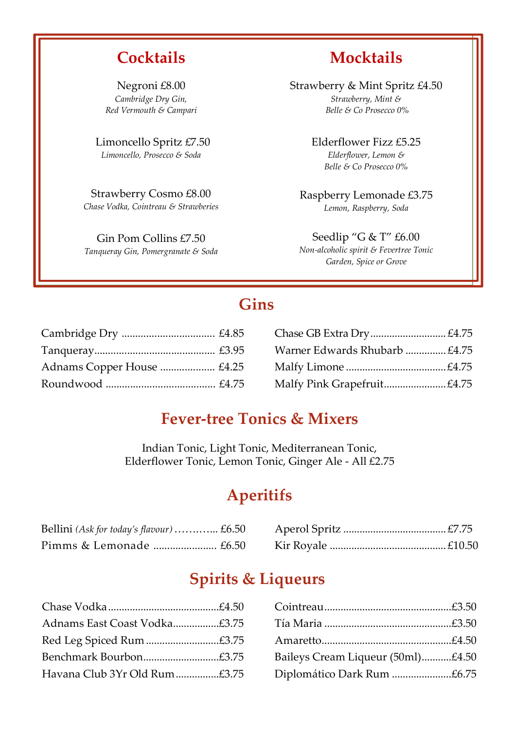## Cocktails

Negroni £8.00
*Cambridge Dry Gin, Red Vermouth & Campari*

Limoncello Spritz £7.50
*Limoncello, Prosecco & Soda*

Strawberry Cosmo £8.00
*Chase Vodka, Cointreau & Strawberies*

Gin Pom Collins £7.50
*Tanqueray Gin, Pomergranate & Soda*

## Mocktails

Strawberry & Mint Spritz £4.50
*Strawberry, Mint & Belle & Co Prosecco 0%*

Elderflower Fizz £5.25
*Elderflower, Lemon & Belle & Co Prosecco 0%*

Raspberry Lemonade £3.75
*Lemon, Raspberry, Soda*

Seedlip "G & T" £6.00
*Non-alcoholic spirit & Fevertree Tonic Garden, Spice or Grove*

## Gins

| | |
|---|---|
| Cambridge Dry | £4.85 |
| Tanqueray | £3.95 |
| Adnams Copper House | £4.25 |
| Roundwood | £4.75 |
| Chase GB Extra Dry | £4.75 |
| Warner Edwards Rhubarb | £4.75 |
| Malfy Limone | £4.75 |
| Malfy Pink Grapefruit | £4.75 |

## Fever-tree Tonics & Mixers

Indian Tonic, Light Tonic, Mediterranean Tonic, Elderflower Tonic, Lemon Tonic, Ginger Ale - All £2.75

## Aperitifs

| | |
|---|---|
| Bellini *(Ask for today's flavour)* | £6.50 |
| Pimms & Lemonade | £6.50 |
| Aperol Spritz | £7.75 |
| Kir Royale | £10.50 |

## Spirits & Liqueurs

| | |
|---|---|
| Chase Vodka | £4.50 |
| Adnams East Coast Vodka | £3.75 |
| Red Leg Spiced Rum | £3.75 |
| Benchmark Bourbon | £3.75 |
| Havana Club 3Yr Old Rum | £3.75 |
| Cointreau | £3.50 |
| Tía Maria | £3.50 |
| Amaretto | £4.50 |
| Baileys Cream Liqueur (50ml) | £4.50 |
| Diplomático Dark Rum | £6.75 |